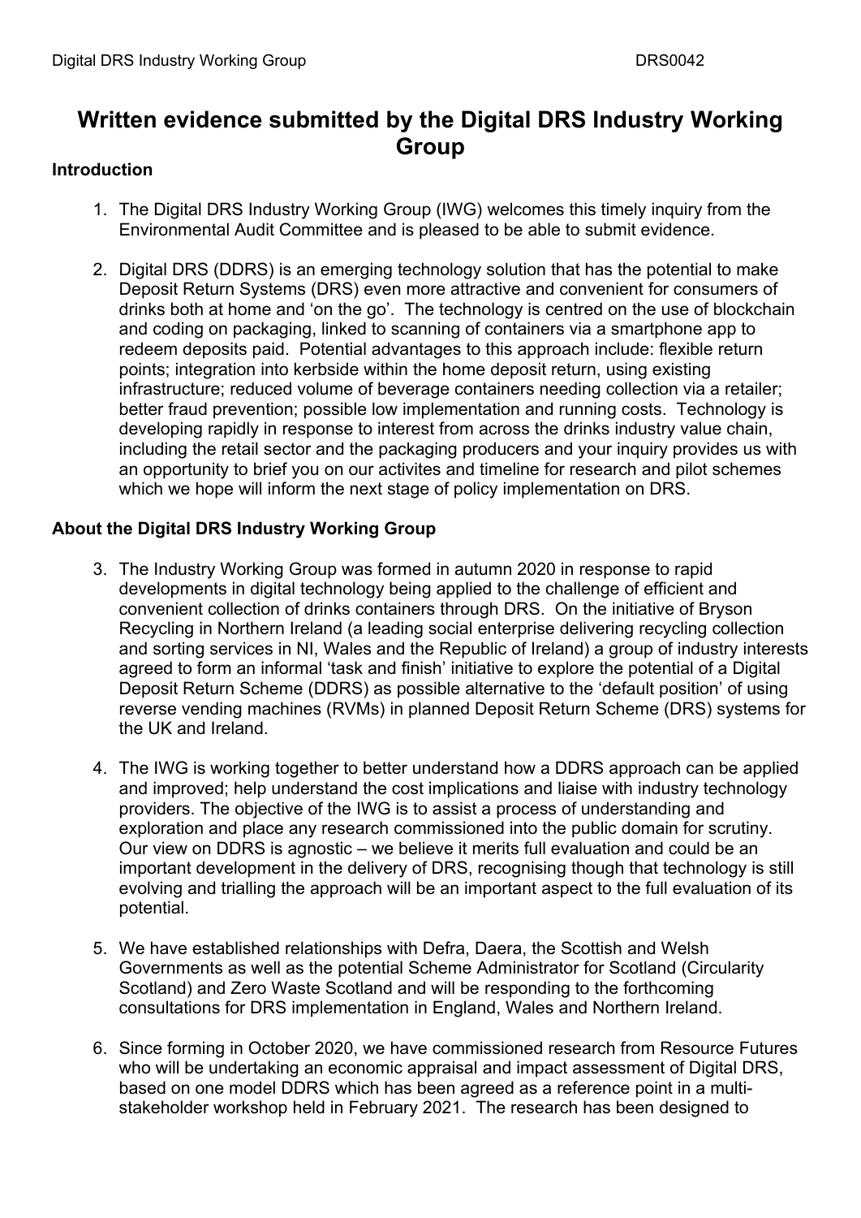# Written evidence submitted by the Digital DRS Industry Working Group

## Introduction

1. The Digital DRS Industry Working Group (IWG) welcomes this timely inquiry from the Environmental Audit Committee and is pleased to be able to submit evidence.

2. Digital DRS (DDRS) is an emerging technology solution that has the potential to make Deposit Return Systems (DRS) even more attractive and convenient for consumers of drinks both at home and 'on the go'. The technology is centred on the use of blockchain and coding on packaging, linked to scanning of containers via a smartphone app to redeem deposits paid. Potential advantages to this approach include: flexible return points; integration into kerbside within the home deposit return, using existing infrastructure; reduced volume of beverage containers needing collection via a retailer; better fraud prevention; possible low implementation and running costs. Technology is developing rapidly in response to interest from across the drinks industry value chain, including the retail sector and the packaging producers and your inquiry provides us with an opportunity to brief you on our activites and timeline for research and pilot schemes which we hope will inform the next stage of policy implementation on DRS.

## About the Digital DRS Industry Working Group

3. The Industry Working Group was formed in autumn 2020 in response to rapid developments in digital technology being applied to the challenge of efficient and convenient collection of drinks containers through DRS. On the initiative of Bryson Recycling in Northern Ireland (a leading social enterprise delivering recycling collection and sorting services in NI, Wales and the Republic of Ireland) a group of industry interests agreed to form an informal 'task and finish' initiative to explore the potential of a Digital Deposit Return Scheme (DDRS) as possible alternative to the 'default position' of using reverse vending machines (RVMs) in planned Deposit Return Scheme (DRS) systems for the UK and Ireland.

4. The IWG is working together to better understand how a DDRS approach can be applied and improved; help understand the cost implications and liaise with industry technology providers. The objective of the IWG is to assist a process of understanding and exploration and place any research commissioned into the public domain for scrutiny. Our view on DDRS is agnostic – we believe it merits full evaluation and could be an important development in the delivery of DRS, recognising though that technology is still evolving and trialling the approach will be an important aspect to the full evaluation of its potential.

5. We have established relationships with Defra, Daera, the Scottish and Welsh Governments as well as the potential Scheme Administrator for Scotland (Circularity Scotland) and Zero Waste Scotland and will be responding to the forthcoming consultations for DRS implementation in England, Wales and Northern Ireland.

6. Since forming in October 2020, we have commissioned research from Resource Futures who will be undertaking an economic appraisal and impact assessment of Digital DRS, based on one model DDRS which has been agreed as a reference point in a multi-stakeholder workshop held in February 2021. The research has been designed to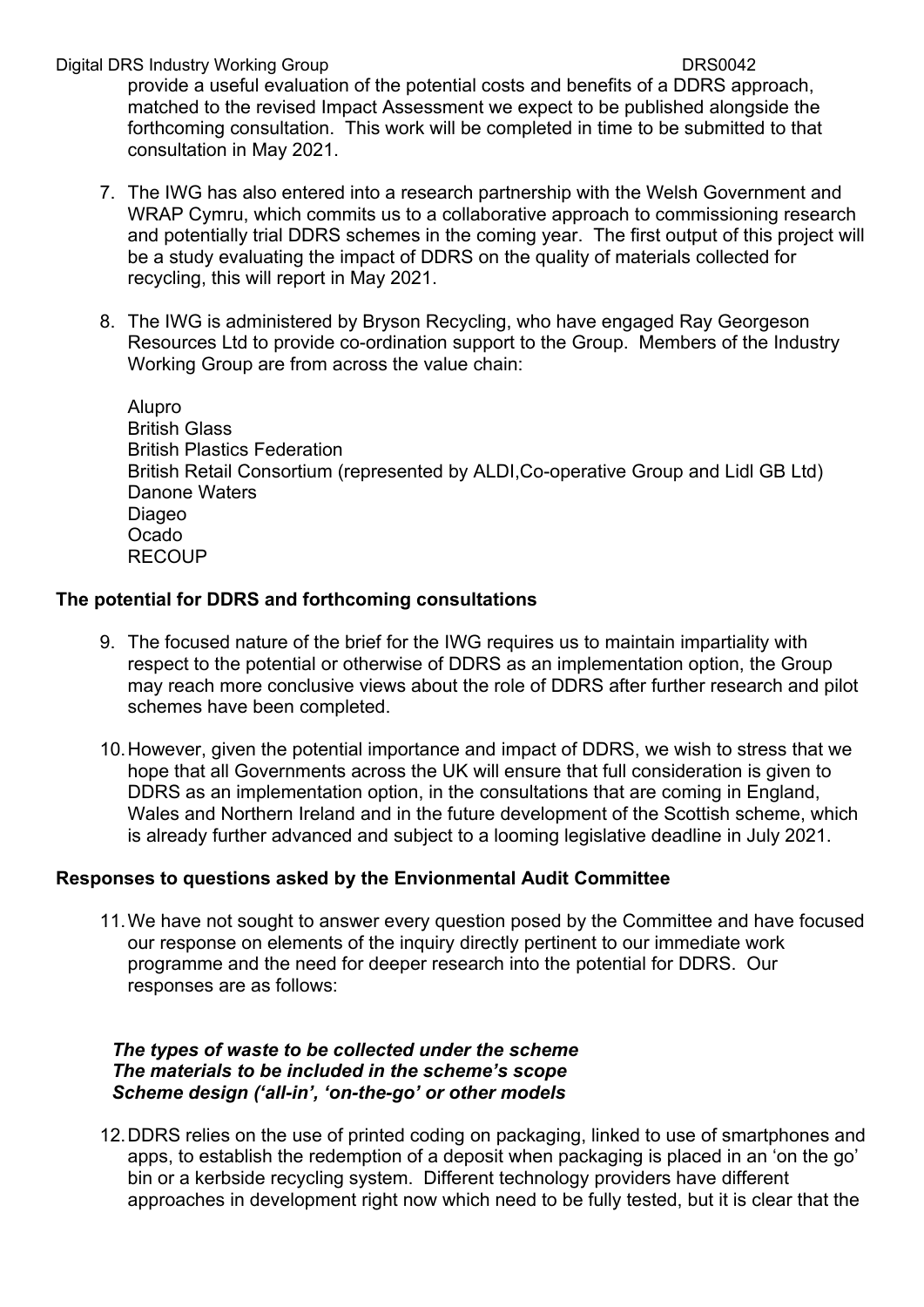provide a useful evaluation of the potential costs and benefits of a DDRS approach, matched to the revised Impact Assessment we expect to be published alongside the forthcoming consultation. This work will be completed in time to be submitted to that consultation in May 2021.

7. The IWG has also entered into a research partnership with the Welsh Government and WRAP Cymru, which commits us to a collaborative approach to commissioning research and potentially trial DDRS schemes in the coming year. The first output of this project will be a study evaluating the impact of DDRS on the quality of materials collected for recycling, this will report in May 2021.

8. The IWG is administered by Bryson Recycling, who have engaged Ray Georgeson Resources Ltd to provide co-ordination support to the Group. Members of the Industry Working Group are from across the value chain:

   Alupro
   British Glass
   British Plastics Federation
   British Retail Consortium (represented by ALDI,Co-operative Group and Lidl GB Ltd)
   Danone Waters
   Diageo
   Ocado
   RECOUP

**The potential for DDRS and forthcoming consultations**

9. The focused nature of the brief for the IWG requires us to maintain impartiality with respect to the potential or otherwise of DDRS as an implementation option, the Group may reach more conclusive views about the role of DDRS after further research and pilot schemes have been completed.

10. However, given the potential importance and impact of DDRS, we wish to stress that we hope that all Governments across the UK will ensure that full consideration is given to DDRS as an implementation option, in the consultations that are coming in England, Wales and Northern Ireland and in the future development of the Scottish scheme, which is already further advanced and subject to a looming legislative deadline in July 2021.

**Responses to questions asked by the Envionmental Audit Committee**

11. We have not sought to answer every question posed by the Committee and have focused our response on elements of the inquiry directly pertinent to our immediate work programme and the need for deeper research into the potential for DDRS. Our responses are as follows:

***The types of waste to be collected under the scheme***
***The materials to be included in the scheme's scope***
***Scheme design ('all-in', 'on-the-go' or other models***

12. DDRS relies on the use of printed coding on packaging, linked to use of smartphones and apps, to establish the redemption of a deposit when packaging is placed in an 'on the go' bin or a kerbside recycling system. Different technology providers have different approaches in development right now which need to be fully tested, but it is clear that the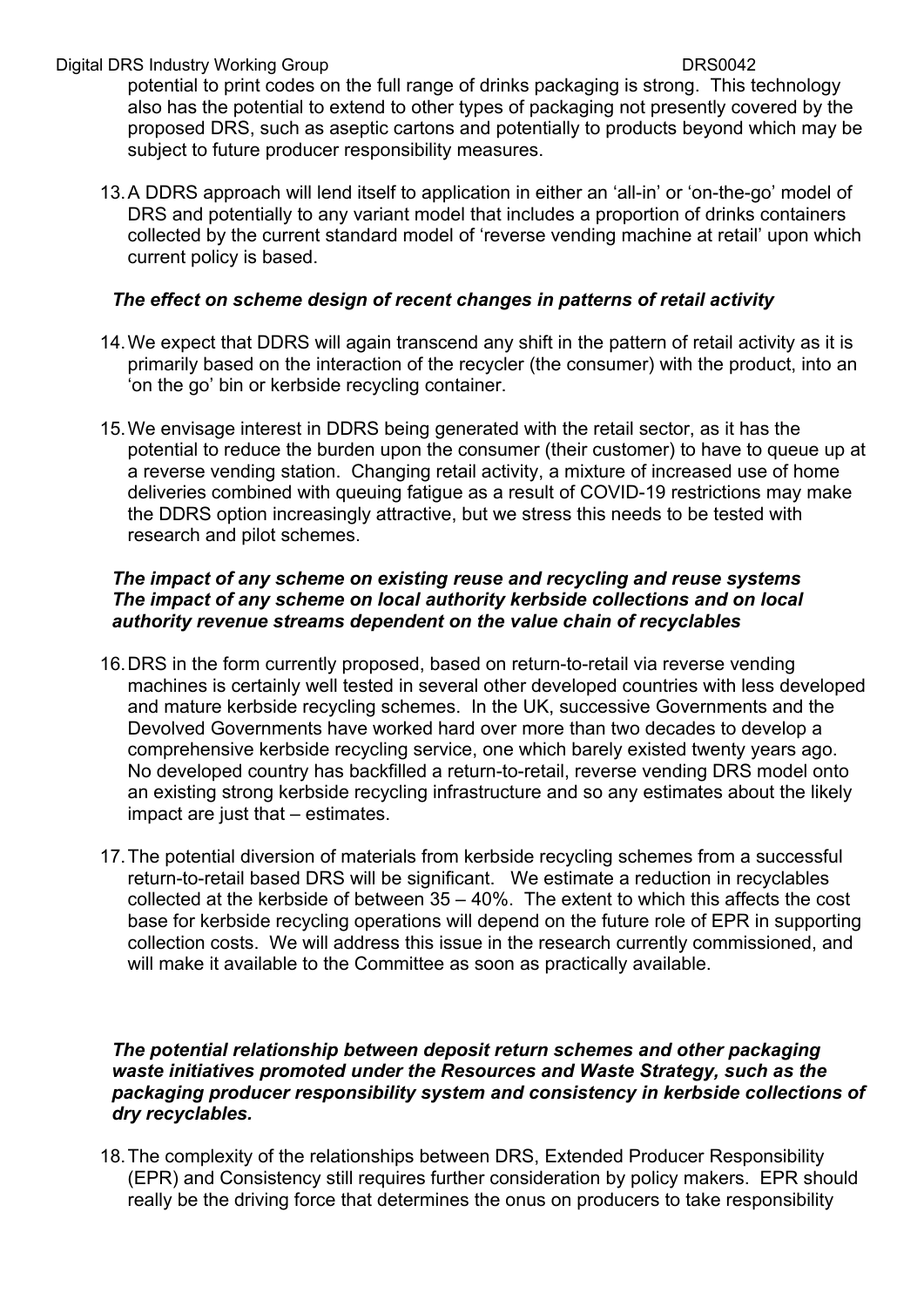potential to print codes on the full range of drinks packaging is strong. This technology also has the potential to extend to other types of packaging not presently covered by the proposed DRS, such as aseptic cartons and potentially to products beyond which may be subject to future producer responsibility measures.

13. A DDRS approach will lend itself to application in either an 'all-in' or 'on-the-go' model of DRS and potentially to any variant model that includes a proportion of drinks containers collected by the current standard model of 'reverse vending machine at retail' upon which current policy is based.

***The effect on scheme design of recent changes in patterns of retail activity***

14. We expect that DDRS will again transcend any shift in the pattern of retail activity as it is primarily based on the interaction of the recycler (the consumer) with the product, into an 'on the go' bin or kerbside recycling container.

15. We envisage interest in DDRS being generated with the retail sector, as it has the potential to reduce the burden upon the consumer (their customer) to have to queue up at a reverse vending station. Changing retail activity, a mixture of increased use of home deliveries combined with queuing fatigue as a result of COVID-19 restrictions may make the DDRS option increasingly attractive, but we stress this needs to be tested with research and pilot schemes.

***The impact of any scheme on existing reuse and recycling and reuse systems***
***The impact of any scheme on local authority kerbside collections and on local authority revenue streams dependent on the value chain of recyclables***

16. DRS in the form currently proposed, based on return-to-retail via reverse vending machines is certainly well tested in several other developed countries with less developed and mature kerbside recycling schemes. In the UK, successive Governments and the Devolved Governments have worked hard over more than two decades to develop a comprehensive kerbside recycling service, one which barely existed twenty years ago. No developed country has backfilled a return-to-retail, reverse vending DRS model onto an existing strong kerbside recycling infrastructure and so any estimates about the likely impact are just that – estimates.

17. The potential diversion of materials from kerbside recycling schemes from a successful return-to-retail based DRS will be significant. We estimate a reduction in recyclables collected at the kerbside of between 35 – 40%. The extent to which this affects the cost base for kerbside recycling operations will depend on the future role of EPR in supporting collection costs. We will address this issue in the research currently commissioned, and will make it available to the Committee as soon as practically available.

***The potential relationship between deposit return schemes and other packaging waste initiatives promoted under the Resources and Waste Strategy, such as the packaging producer responsibility system and consistency in kerbside collections of dry recyclables.***

18. The complexity of the relationships between DRS, Extended Producer Responsibility (EPR) and Consistency still requires further consideration by policy makers. EPR should really be the driving force that determines the onus on producers to take responsibility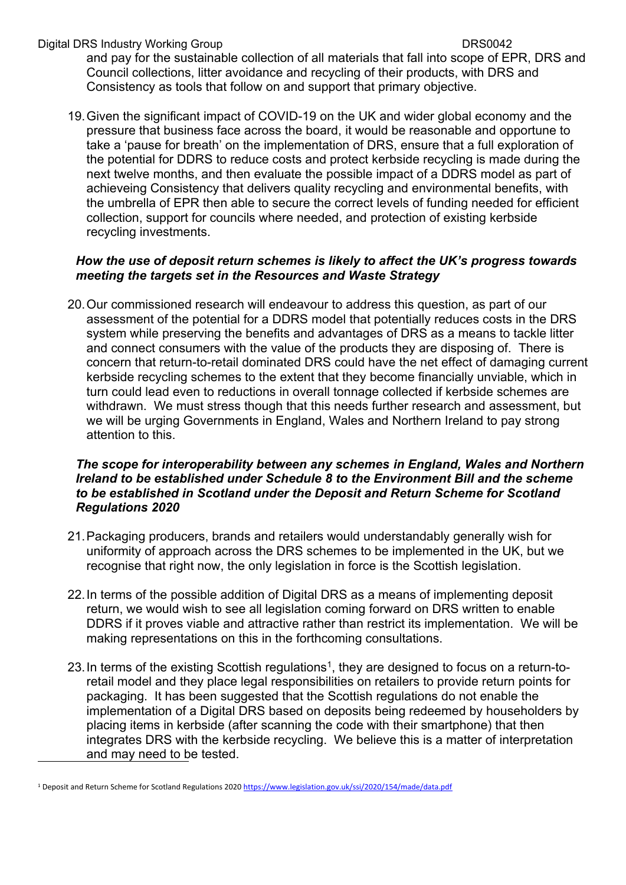and pay for the sustainable collection of all materials that fall into scope of EPR, DRS and Council collections, litter avoidance and recycling of their products, with DRS and Consistency as tools that follow on and support that primary objective.

19. Given the significant impact of COVID-19 on the UK and wider global economy and the pressure that business face across the board, it would be reasonable and opportune to take a 'pause for breath' on the implementation of DRS, ensure that a full exploration of the potential for DDRS to reduce costs and protect kerbside recycling is made during the next twelve months, and then evaluate the possible impact of a DDRS model as part of achieveing Consistency that delivers quality recycling and environmental benefits, with the umbrella of EPR then able to secure the correct levels of funding needed for efficient collection, support for councils where needed, and protection of existing kerbside recycling investments.

***How the use of deposit return schemes is likely to affect the UK's progress towards meeting the targets set in the Resources and Waste Strategy***

20. Our commissioned research will endeavour to address this question, as part of our assessment of the potential for a DDRS model that potentially reduces costs in the DRS system while preserving the benefits and advantages of DRS as a means to tackle litter and connect consumers with the value of the products they are disposing of. There is concern that return-to-retail dominated DRS could have the net effect of damaging current kerbside recycling schemes to the extent that they become financially unviable, which in turn could lead even to reductions in overall tonnage collected if kerbside schemes are withdrawn. We must stress though that this needs further research and assessment, but we will be urging Governments in England, Wales and Northern Ireland to pay strong attention to this.

***The scope for interoperability between any schemes in England, Wales and Northern Ireland to be established under Schedule 8 to the Environment Bill and the scheme to be established in Scotland under the Deposit and Return Scheme for Scotland Regulations 2020***

21. Packaging producers, brands and retailers would understandably generally wish for uniformity of approach across the DRS schemes to be implemented in the UK, but we recognise that right now, the only legislation in force is the Scottish legislation.

22. In terms of the possible addition of Digital DRS as a means of implementing deposit return, we would wish to see all legislation coming forward on DRS written to enable DDRS if it proves viable and attractive rather than restrict its implementation. We will be making representations on this in the forthcoming consultations.

23. In terms of the existing Scottish regulations[1], they are designed to focus on a return-to-retail model and they place legal responsibilities on retailers to provide return points for packaging. It has been suggested that the Scottish regulations do not enable the implementation of a Digital DRS based on deposits being redeemed by householders by placing items in kerbside (after scanning the code with their smartphone) that then integrates DRS with the kerbside recycling. We believe this is a matter of interpretation and may need to be tested.

[1] Deposit and Return Scheme for Scotland Regulations 2020 https://www.legislation.gov.uk/ssi/2020/154/made/data.pdf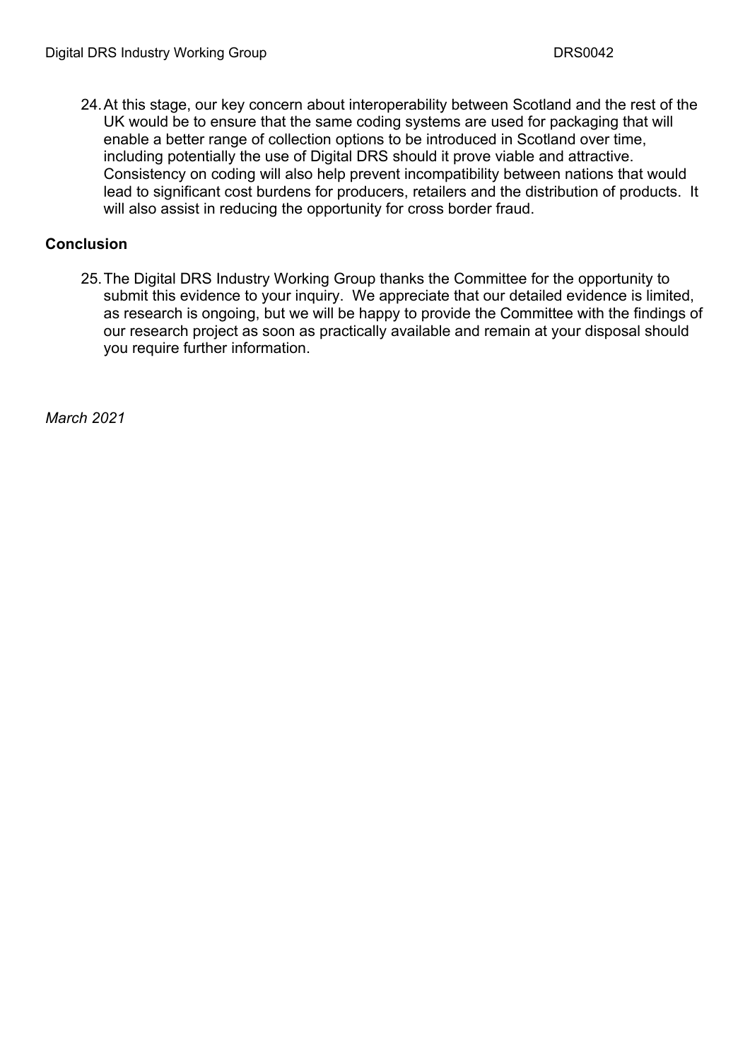24. At this stage, our key concern about interoperability between Scotland and the rest of the UK would be to ensure that the same coding systems are used for packaging that will enable a better range of collection options to be introduced in Scotland over time, including potentially the use of Digital DRS should it prove viable and attractive. Consistency on coding will also help prevent incompatibility between nations that would lead to significant cost burdens for producers, retailers and the distribution of products. It will also assist in reducing the opportunity for cross border fraud.

## Conclusion

25. The Digital DRS Industry Working Group thanks the Committee for the opportunity to submit this evidence to your inquiry. We appreciate that our detailed evidence is limited, as research is ongoing, but we will be happy to provide the Committee with the findings of our research project as soon as practically available and remain at your disposal should you require further information.

*March 2021*